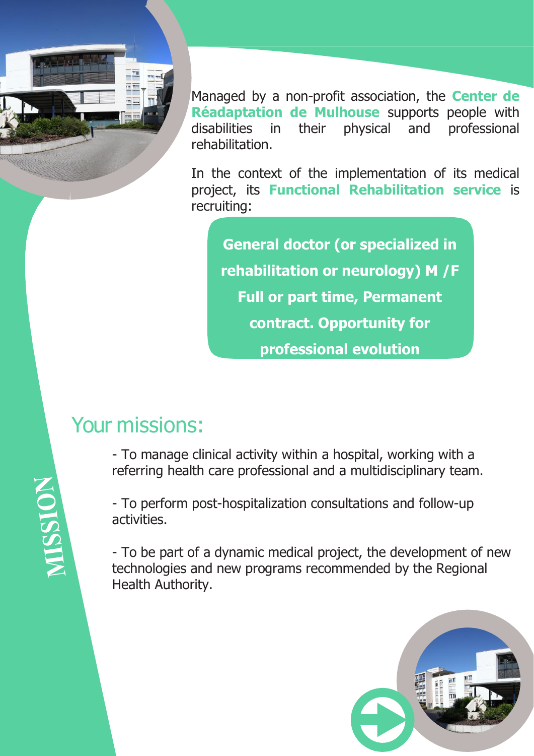Managed by a non-profit association, the **Center de Réadaptation de Mulhouse** supports people with disabilities in their physical and professional rehabilitation.

In the context of the implementation of its medical project, its **Functional Rehabilitation service** is recruiting:

**General doctor (or specialized in rehabilitation or neurology) M /F**
**Full or part time, Permanent contract. Opportunity for professional evolution**

MISSION

## Your missions:

- To manage clinical activity within a hospital, working with a referring health care professional and a multidisciplinary team.

- To perform post-hospitalization consultations and follow-up activities.

- To be part of a dynamic medical project, the development of new technologies and new programs recommended by the Regional Health Authority.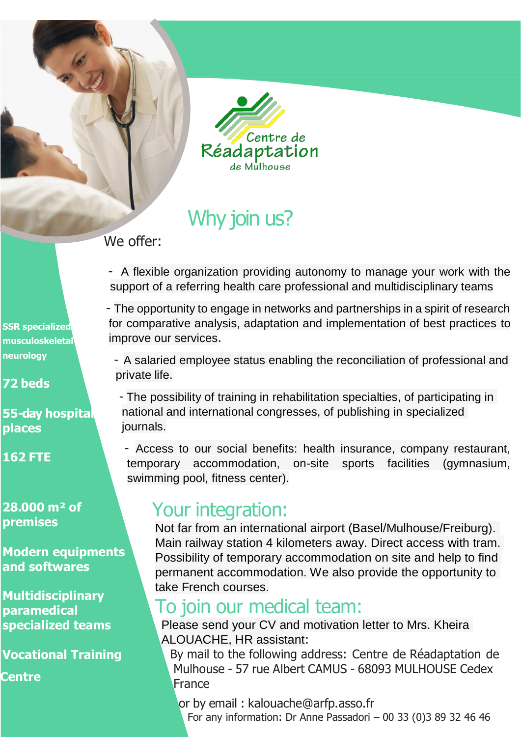Centre de Réadaptation de Mulhouse

SSR specialized musculoskeletal neurology

72 beds

55-day hospital places

162 FTE

28.000 m² of premises

Modern equipments and softwares

Multidisciplinary paramedical specialized teams

Vocational Training Centre

# Why join us?

We offer:

- A flexible organization providing autonomy to manage your work with the support of a referring health care professional and multidisciplinary teams
- The opportunity to engage in networks and partnerships in a spirit of research for comparative analysis, adaptation and implementation of best practices to improve our services.
- A salaried employee status enabling the reconciliation of professional and private life.
- The possibility of training in rehabilitation specialties, of participating in national and international congresses, of publishing in specialized journals.
- Access to our social benefits: health insurance, company restaurant, temporary accommodation, on-site sports facilities (gymnasium, swimming pool, fitness center).

## Your integration:

Not far from an international airport (Basel/Mulhouse/Freiburg). Main railway station 4 kilometers away. Direct access with tram. Possibility of temporary accommodation on site and help to find permanent accommodation. We also provide the opportunity to take French courses.

## To join our medical team:

Please send your CV and motivation letter to Mrs. Kheira ALOUACHE, HR assistant:

By mail to the following address: Centre de Réadaptation de Mulhouse - 57 rue Albert CAMUS - 68093 MULHOUSE Cedex France

or by email : kalouache@arfp.asso.fr

For any information: Dr Anne Passadori – 00 33 (0)3 89 32 46 46